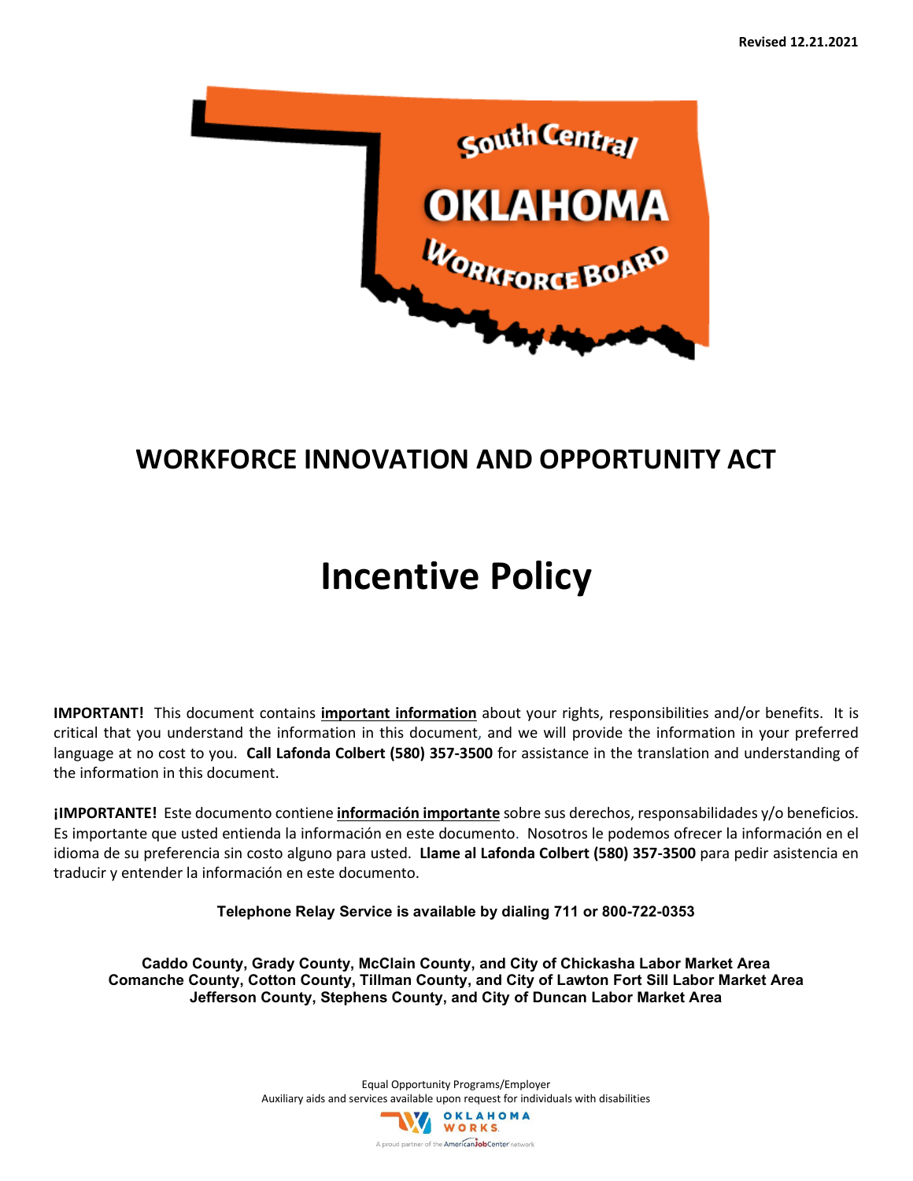Revised 12.21.2021

South Central OKLAHOMA Workforce Board

# WORKFORCE INNOVATION AND OPPORTUNITY ACT

# Incentive Policy

**IMPORTANT!** This document contains **important information** about your rights, responsibilities and/or benefits. It is critical that you understand the information in this document, and we will provide the information in your preferred language at no cost to you. **Call Lafonda Colbert (580) 357-3500** for assistance in the translation and understanding of the information in this document.

**¡IMPORTANTE!** Este documento contiene **información importante** sobre sus derechos, responsabilidades y/o beneficios. Es importante que usted entienda la información en este documento. Nosotros le podemos ofrecer la información en el idioma de su preferencia sin costo alguno para usted. **Llame al Lafonda Colbert (580) 357-3500** para pedir asistencia en traducir y entender la información en este documento.

**Telephone Relay Service is available by dialing 711 or 800-722-0353**

**Caddo County, Grady County, McClain County, and City of Chickasha Labor Market Area**
**Comanche County, Cotton County, Tillman County, and City of Lawton Fort Sill Labor Market Area**
**Jefferson County, Stephens County, and City of Duncan Labor Market Area**

Equal Opportunity Programs/Employer
Auxiliary aids and services available upon request for individuals with disabilities

OKLAHOMA WORKS
A proud partner of the AmericanJobCenter network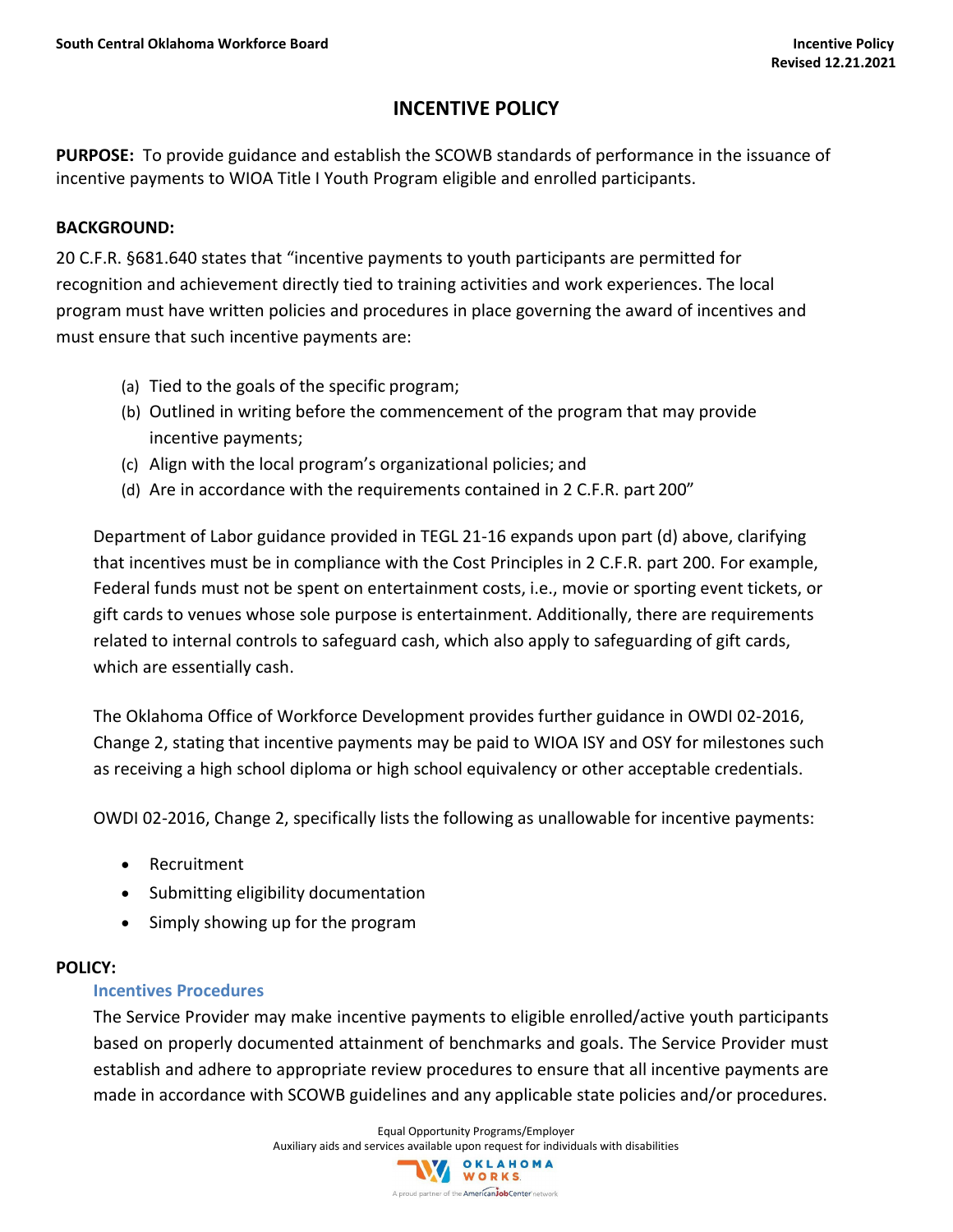# INCENTIVE POLICY

**PURPOSE:** To provide guidance and establish the SCOWB standards of performance in the issuance of incentive payments to WIOA Title I Youth Program eligible and enrolled participants.

**BACKGROUND:**

20 C.F.R. §681.640 states that "incentive payments to youth participants are permitted for recognition and achievement directly tied to training activities and work experiences. The local program must have written policies and procedures in place governing the award of incentives and must ensure that such incentive payments are:

(a) Tied to the goals of the specific program;
(b) Outlined in writing before the commencement of the program that may provide incentive payments;
(c) Align with the local program's organizational policies; and
(d) Are in accordance with the requirements contained in 2 C.F.R. part 200"

Department of Labor guidance provided in TEGL 21-16 expands upon part (d) above, clarifying that incentives must be in compliance with the Cost Principles in 2 C.F.R. part 200. For example, Federal funds must not be spent on entertainment costs, i.e., movie or sporting event tickets, or gift cards to venues whose sole purpose is entertainment. Additionally, there are requirements related to internal controls to safeguard cash, which also apply to safeguarding of gift cards, which are essentially cash.

The Oklahoma Office of Workforce Development provides further guidance in OWDI 02-2016, Change 2, stating that incentive payments may be paid to WIOA ISY and OSY for milestones such as receiving a high school diploma or high school equivalency or other acceptable credentials.

OWDI 02-2016, Change 2, specifically lists the following as unallowable for incentive payments:

- Recruitment
- Submitting eligibility documentation
- Simply showing up for the program

**POLICY:**

### Incentives Procedures

The Service Provider may make incentive payments to eligible enrolled/active youth participants based on properly documented attainment of benchmarks and goals. The Service Provider must establish and adhere to appropriate review procedures to ensure that all incentive payments are made in accordance with SCOWB guidelines and any applicable state policies and/or procedures.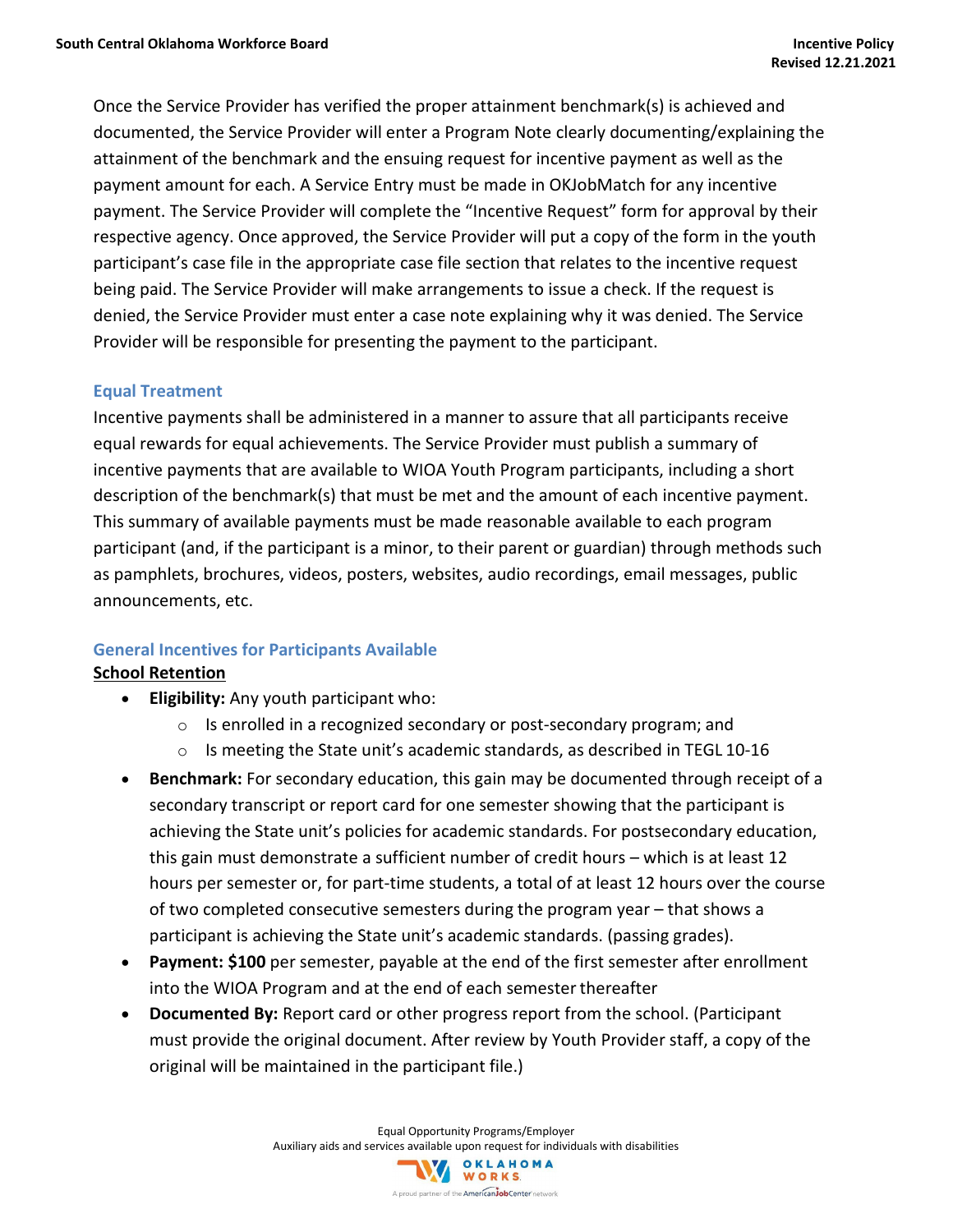Once the Service Provider has verified the proper attainment benchmark(s) is achieved and documented, the Service Provider will enter a Program Note clearly documenting/explaining the attainment of the benchmark and the ensuing request for incentive payment as well as the payment amount for each. A Service Entry must be made in OKJobMatch for any incentive payment. The Service Provider will complete the "Incentive Request" form for approval by their respective agency. Once approved, the Service Provider will put a copy of the form in the youth participant's case file in the appropriate case file section that relates to the incentive request being paid. The Service Provider will make arrangements to issue a check. If the request is denied, the Service Provider must enter a case note explaining why it was denied. The Service Provider will be responsible for presenting the payment to the participant.

## Equal Treatment

Incentive payments shall be administered in a manner to assure that all participants receive equal rewards for equal achievements. The Service Provider must publish a summary of incentive payments that are available to WIOA Youth Program participants, including a short description of the benchmark(s) that must be met and the amount of each incentive payment. This summary of available payments must be made reasonable available to each program participant (and, if the participant is a minor, to their parent or guardian) through methods such as pamphlets, brochures, videos, posters, websites, audio recordings, email messages, public announcements, etc.

## General Incentives for Participants Available

### School Retention

- **Eligibility:** Any youth participant who:
  - Is enrolled in a recognized secondary or post-secondary program; and
  - Is meeting the State unit's academic standards, as described in TEGL 10-16
- **Benchmark:** For secondary education, this gain may be documented through receipt of a secondary transcript or report card for one semester showing that the participant is achieving the State unit's policies for academic standards. For postsecondary education, this gain must demonstrate a sufficient number of credit hours – which is at least 12 hours per semester or, for part-time students, a total of at least 12 hours over the course of two completed consecutive semesters during the program year – that shows a participant is achieving the State unit's academic standards. (passing grades).
- **Payment: $100** per semester, payable at the end of the first semester after enrollment into the WIOA Program and at the end of each semester thereafter
- **Documented By:** Report card or other progress report from the school. (Participant must provide the original document. After review by Youth Provider staff, a copy of the original will be maintained in the participant file.)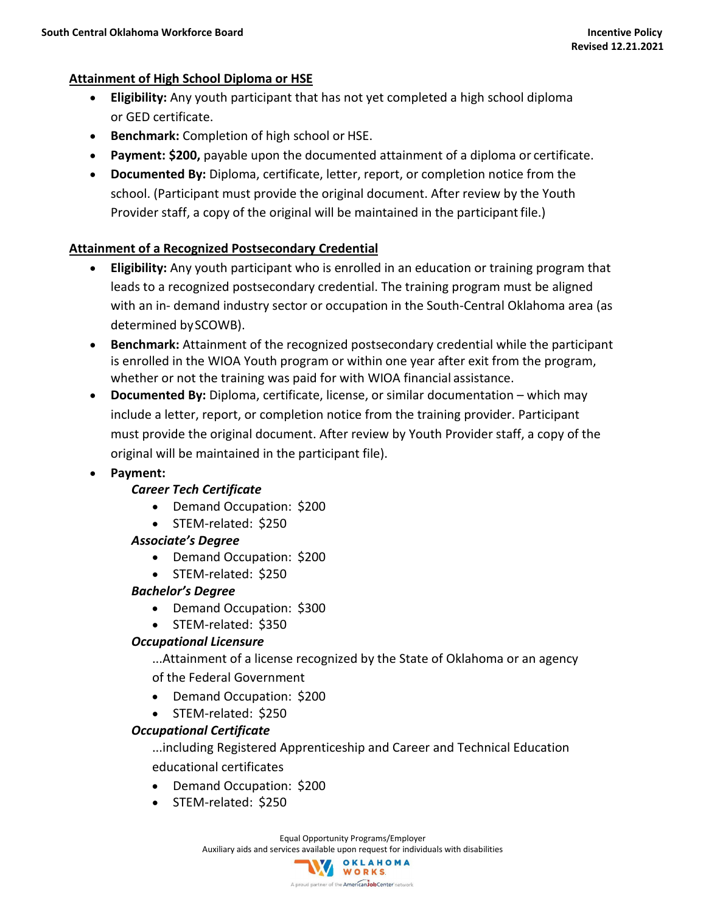## Attainment of High School Diploma or HSE

- **Eligibility:** Any youth participant that has not yet completed a high school diploma or GED certificate.
- **Benchmark:** Completion of high school or HSE.
- **Payment: $200,** payable upon the documented attainment of a diploma or certificate.
- **Documented By:** Diploma, certificate, letter, report, or completion notice from the school. (Participant must provide the original document. After review by the Youth Provider staff, a copy of the original will be maintained in the participant file.)

## Attainment of a Recognized Postsecondary Credential

- **Eligibility:** Any youth participant who is enrolled in an education or training program that leads to a recognized postsecondary credential. The training program must be aligned with an in- demand industry sector or occupation in the South-Central Oklahoma area (as determined by SCOWB).
- **Benchmark:** Attainment of the recognized postsecondary credential while the participant is enrolled in the WIOA Youth program or within one year after exit from the program, whether or not the training was paid for with WIOA financial assistance.
- **Documented By:** Diploma, certificate, license, or similar documentation – which may include a letter, report, or completion notice from the training provider. Participant must provide the original document. After review by Youth Provider staff, a copy of the original will be maintained in the participant file).
- **Payment:**

  ***Career Tech Certificate***
  - Demand Occupation: $200
  - STEM-related: $250

  ***Associate's Degree***
  - Demand Occupation: $200
  - STEM-related: $250

  ***Bachelor's Degree***
  - Demand Occupation: $300
  - STEM-related: $350

  ***Occupational Licensure***

  ...Attainment of a license recognized by the State of Oklahoma or an agency of the Federal Government
  - Demand Occupation: $200
  - STEM-related: $250

  ***Occupational Certificate***

  ...including Registered Apprenticeship and Career and Technical Education educational certificates
  - Demand Occupation: $200
  - STEM-related: $250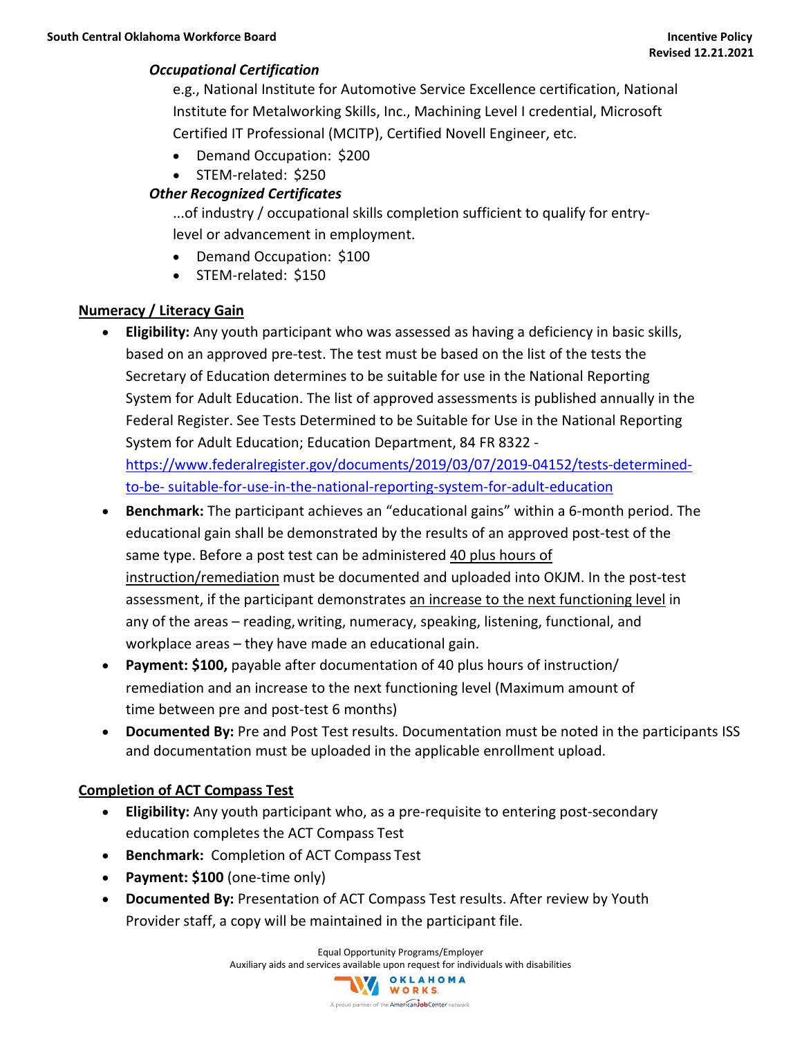*Occupational Certification*

e.g., National Institute for Automotive Service Excellence certification, National Institute for Metalworking Skills, Inc., Machining Level I credential, Microsoft Certified IT Professional (MCITP), Certified Novell Engineer, etc.

- Demand Occupation: $200
- STEM-related: $250

*Other Recognized Certificates*

...of industry / occupational skills completion sufficient to qualify for entry-level or advancement in employment.

- Demand Occupation: $100
- STEM-related: $150

<u>**Numeracy / Literacy Gain**</u>

- **Eligibility:** Any youth participant who was assessed as having a deficiency in basic skills, based on an approved pre-test. The test must be based on the list of the tests the Secretary of Education determines to be suitable for use in the National Reporting System for Adult Education. The list of approved assessments is published annually in the Federal Register. See Tests Determined to be Suitable for Use in the National Reporting System for Adult Education; Education Department, 84 FR 8322 - [https://www.federalregister.gov/documents/2019/03/07/2019-04152/tests-determined-to-be- suitable-for-use-in-the-national-reporting-system-for-adult-education](https://www.federalregister.gov/documents/2019/03/07/2019-04152/tests-determined-to-be-suitable-for-use-in-the-national-reporting-system-for-adult-education)
- **Benchmark:** The participant achieves an "educational gains" within a 6-month period. The educational gain shall be demonstrated by the results of an approved post-test of the same type. Before a post test can be administered <u>40 plus hours of instruction/remediation</u> must be documented and uploaded into OKJM. In the post-test assessment, if the participant demonstrates <u>an increase to the next functioning level</u> in any of the areas – reading, writing, numeracy, speaking, listening, functional, and workplace areas – they have made an educational gain.
- **Payment: $100,** payable after documentation of 40 plus hours of instruction/ remediation and an increase to the next functioning level (Maximum amount of time between pre and post-test 6 months)
- **Documented By:** Pre and Post Test results. Documentation must be noted in the participants ISS and documentation must be uploaded in the applicable enrollment upload.

<u>**Completion of ACT Compass Test**</u>

- **Eligibility:** Any youth participant who, as a pre-requisite to entering post-secondary education completes the ACT Compass Test
- **Benchmark:** Completion of ACT Compass Test
- **Payment: $100** (one-time only)
- **Documented By:** Presentation of ACT Compass Test results. After review by Youth Provider staff, a copy will be maintained in the participant file.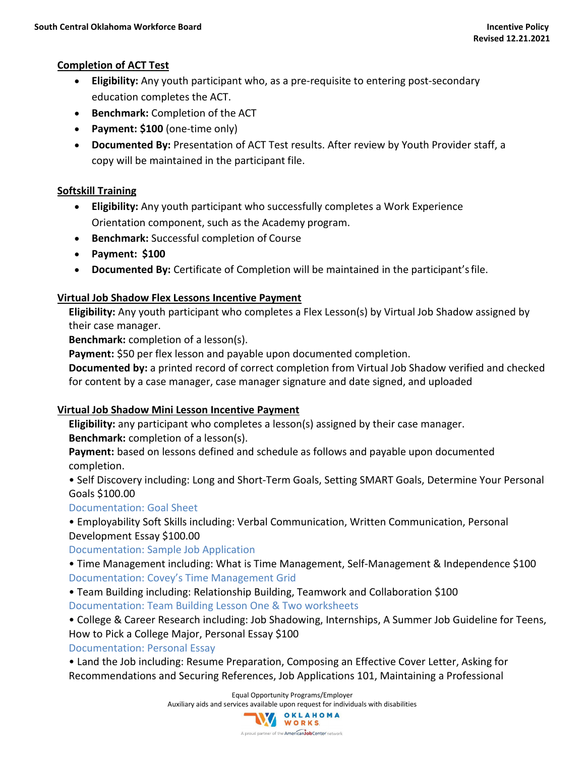**Completion of ACT Test**

- **Eligibility:** Any youth participant who, as a pre-requisite to entering post-secondary education completes the ACT.
- **Benchmark:** Completion of the ACT
- **Payment: $100** (one-time only)
- **Documented By:** Presentation of ACT Test results. After review by Youth Provider staff, a copy will be maintained in the participant file.

**Softskill Training**

- **Eligibility:** Any youth participant who successfully completes a Work Experience Orientation component, such as the Academy program.
- **Benchmark:** Successful completion of Course
- **Payment: $100**
- **Documented By:** Certificate of Completion will be maintained in the participant's file.

**Virtual Job Shadow Flex Lessons Incentive Payment**

**Eligibility:** Any youth participant who completes a Flex Lesson(s) by Virtual Job Shadow assigned by their case manager.
**Benchmark:** completion of a lesson(s).
**Payment:** $50 per flex lesson and payable upon documented completion.
**Documented by:** a printed record of correct completion from Virtual Job Shadow verified and checked for content by a case manager, case manager signature and date signed, and uploaded

**Virtual Job Shadow Mini Lesson Incentive Payment**

**Eligibility:** any participant who completes a lesson(s) assigned by their case manager.
**Benchmark:** completion of a lesson(s).
**Payment:** based on lessons defined and schedule as follows and payable upon documented completion.

• Self Discovery including: Long and Short-Term Goals, Setting SMART Goals, Determine Your Personal Goals $100.00
Documentation: Goal Sheet

• Employability Soft Skills including: Verbal Communication, Written Communication, Personal Development Essay $100.00
Documentation: Sample Job Application

• Time Management including: What is Time Management, Self-Management & Independence $100
Documentation: Covey's Time Management Grid

• Team Building including: Relationship Building, Teamwork and Collaboration $100
Documentation: Team Building Lesson One & Two worksheets

• College & Career Research including: Job Shadowing, Internships, A Summer Job Guideline for Teens, How to Pick a College Major, Personal Essay $100
Documentation: Personal Essay

• Land the Job including: Resume Preparation, Composing an Effective Cover Letter, Asking for Recommendations and Securing References, Job Applications 101, Maintaining a Professional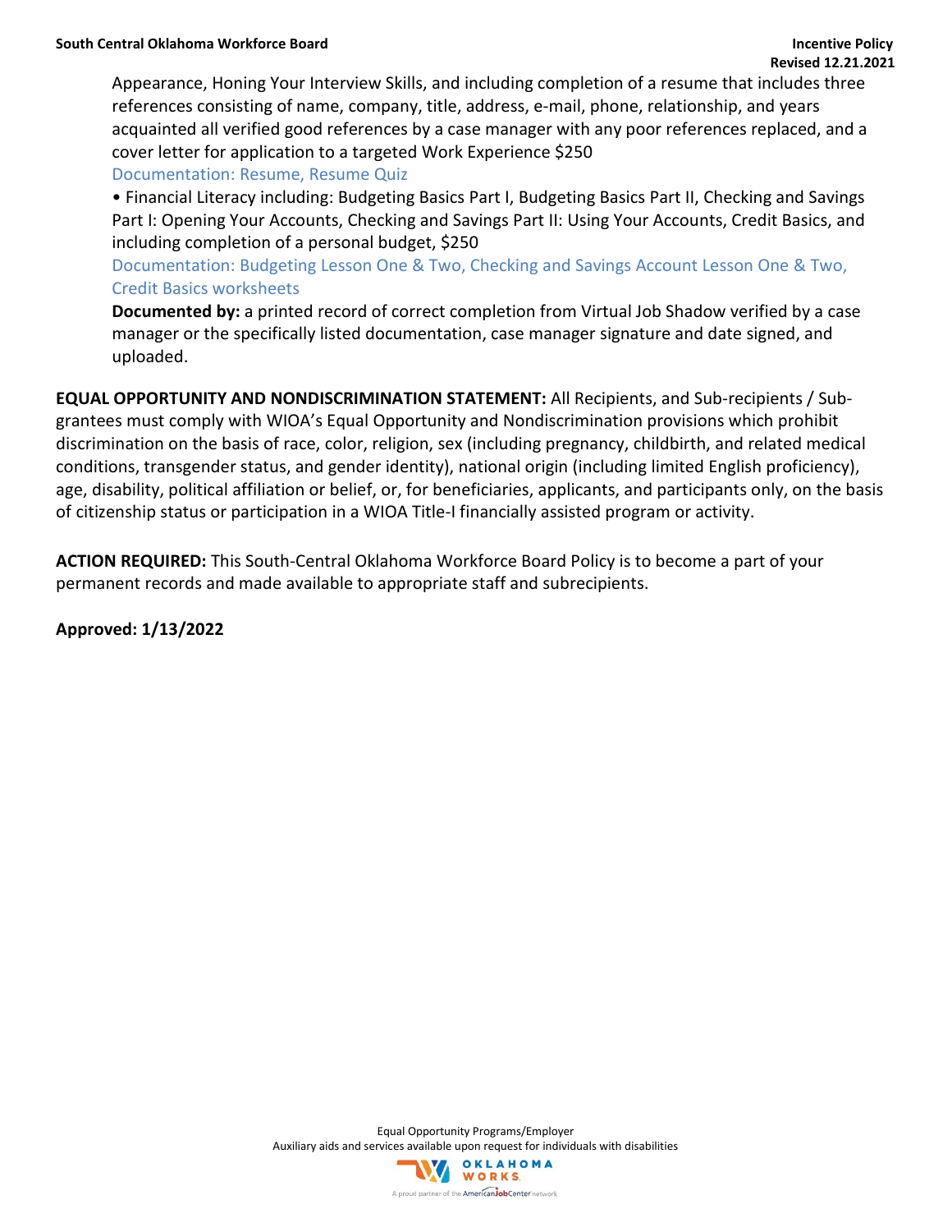Appearance, Honing Your Interview Skills, and including completion of a resume that includes three references consisting of name, company, title, address, e-mail, phone, relationship, and years acquainted all verified good references by a case manager with any poor references replaced, and a cover letter for application to a targeted Work Experience $250

Documentation: Resume, Resume Quiz

- Financial Literacy including: Budgeting Basics Part I, Budgeting Basics Part II, Checking and Savings Part I: Opening Your Accounts, Checking and Savings Part II: Using Your Accounts, Credit Basics, and including completion of a personal budget, $250

Documentation: Budgeting Lesson One & Two, Checking and Savings Account Lesson One & Two, Credit Basics worksheets

**Documented by:** a printed record of correct completion from Virtual Job Shadow verified by a case manager or the specifically listed documentation, case manager signature and date signed, and uploaded.

**EQUAL OPPORTUNITY AND NONDISCRIMINATION STATEMENT:** All Recipients, and Sub-recipients / Sub-grantees must comply with WIOA's Equal Opportunity and Nondiscrimination provisions which prohibit discrimination on the basis of race, color, religion, sex (including pregnancy, childbirth, and related medical conditions, transgender status, and gender identity), national origin (including limited English proficiency), age, disability, political affiliation or belief, or, for beneficiaries, applicants, and participants only, on the basis of citizenship status or participation in a WIOA Title-I financially assisted program or activity.

**ACTION REQUIRED:** This South-Central Oklahoma Workforce Board Policy is to become a part of your permanent records and made available to appropriate staff and subrecipients.

**Approved: 1/13/2022**